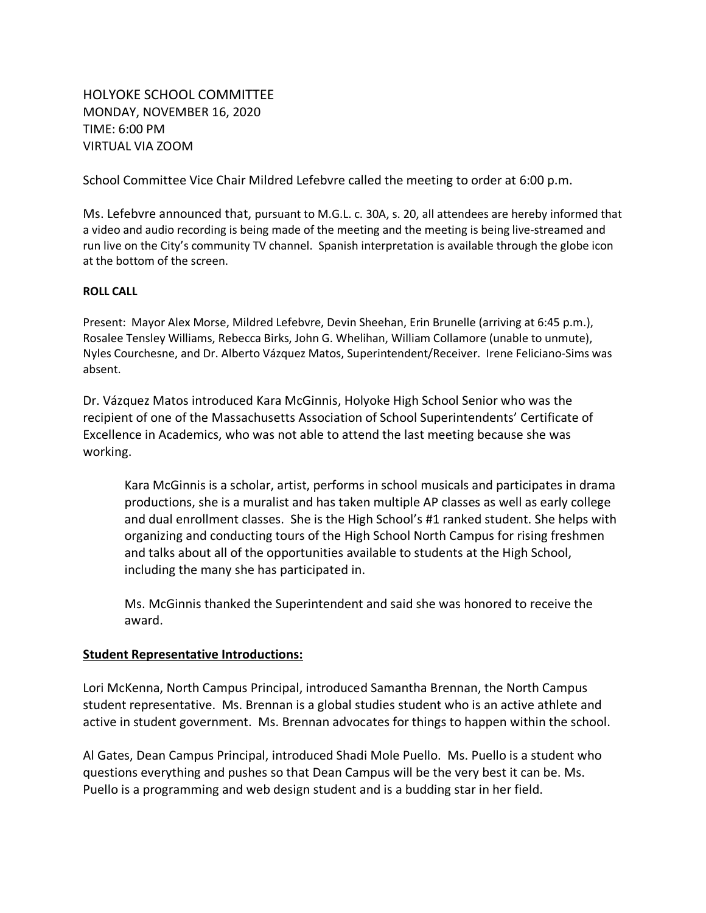HOLYOKE SCHOOL COMMITTEE
MONDAY, NOVEMBER 16, 2020
TIME: 6:00 PM
VIRTUAL VIA ZOOM

School Committee Vice Chair Mildred Lefebvre called the meeting to order at 6:00 p.m.

Ms. Lefebvre announced that, pursuant to M.G.L. c. 30A, s. 20, all attendees are hereby informed that a video and audio recording is being made of the meeting and the meeting is being live-streamed and run live on the City's community TV channel. Spanish interpretation is available through the globe icon at the bottom of the screen.

**ROLL CALL**

Present: Mayor Alex Morse, Mildred Lefebvre, Devin Sheehan, Erin Brunelle (arriving at 6:45 p.m.), Rosalee Tensley Williams, Rebecca Birks, John G. Whelihan, William Collamore (unable to unmute), Nyles Courchesne, and Dr. Alberto Vázquez Matos, Superintendent/Receiver. Irene Feliciano-Sims was absent.

Dr. Vázquez Matos introduced Kara McGinnis, Holyoke High School Senior who was the recipient of one of the Massachusetts Association of School Superintendents' Certificate of Excellence in Academics, who was not able to attend the last meeting because she was working.

> Kara McGinnis is a scholar, artist, performs in school musicals and participates in drama productions, she is a muralist and has taken multiple AP classes as well as early college and dual enrollment classes. She is the High School's #1 ranked student. She helps with organizing and conducting tours of the High School North Campus for rising freshmen and talks about all of the opportunities available to students at the High School, including the many she has participated in.
>
> Ms. McGinnis thanked the Superintendent and said she was honored to receive the award.

**Student Representative Introductions:**

Lori McKenna, North Campus Principal, introduced Samantha Brennan, the North Campus student representative. Ms. Brennan is a global studies student who is an active athlete and active in student government. Ms. Brennan advocates for things to happen within the school.

Al Gates, Dean Campus Principal, introduced Shadi Mole Puello. Ms. Puello is a student who questions everything and pushes so that Dean Campus will be the very best it can be. Ms. Puello is a programming and web design student and is a budding star in her field.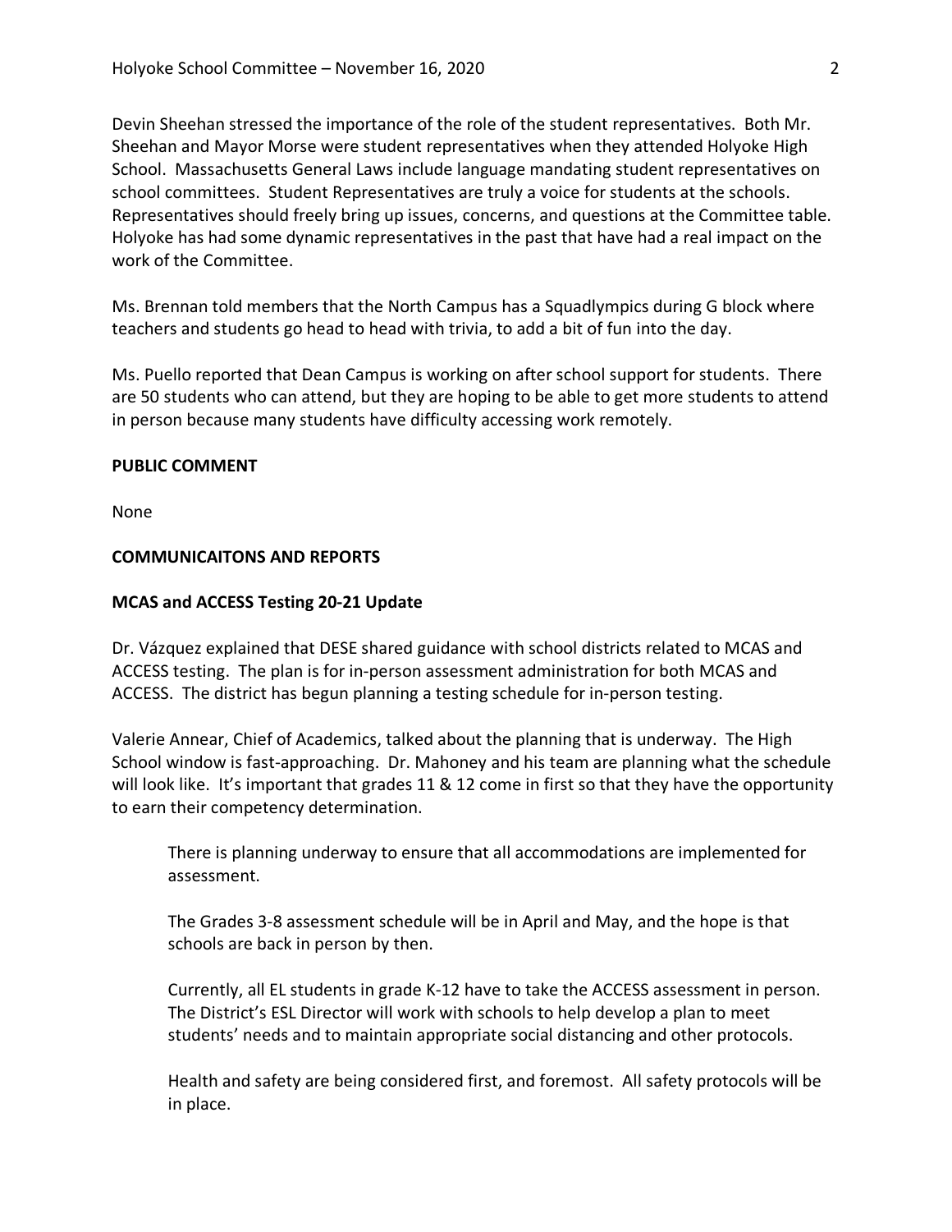Devin Sheehan stressed the importance of the role of the student representatives. Both Mr. Sheehan and Mayor Morse were student representatives when they attended Holyoke High School. Massachusetts General Laws include language mandating student representatives on school committees. Student Representatives are truly a voice for students at the schools. Representatives should freely bring up issues, concerns, and questions at the Committee table. Holyoke has had some dynamic representatives in the past that have had a real impact on the work of the Committee.

Ms. Brennan told members that the North Campus has a Squadlympics during G block where teachers and students go head to head with trivia, to add a bit of fun into the day.

Ms. Puello reported that Dean Campus is working on after school support for students. There are 50 students who can attend, but they are hoping to be able to get more students to attend in person because many students have difficulty accessing work remotely.

**PUBLIC COMMENT**

None

**COMMUNICAITONS AND REPORTS**

**MCAS and ACCESS Testing 20-21 Update**

Dr. Vázquez explained that DESE shared guidance with school districts related to MCAS and ACCESS testing. The plan is for in-person assessment administration for both MCAS and ACCESS. The district has begun planning a testing schedule for in-person testing.

Valerie Annear, Chief of Academics, talked about the planning that is underway. The High School window is fast-approaching. Dr. Mahoney and his team are planning what the schedule will look like. It's important that grades 11 & 12 come in first so that they have the opportunity to earn their competency determination.

> There is planning underway to ensure that all accommodations are implemented for assessment.
>
> The Grades 3-8 assessment schedule will be in April and May, and the hope is that schools are back in person by then.
>
> Currently, all EL students in grade K-12 have to take the ACCESS assessment in person. The District's ESL Director will work with schools to help develop a plan to meet students' needs and to maintain appropriate social distancing and other protocols.
>
> Health and safety are being considered first, and foremost. All safety protocols will be in place.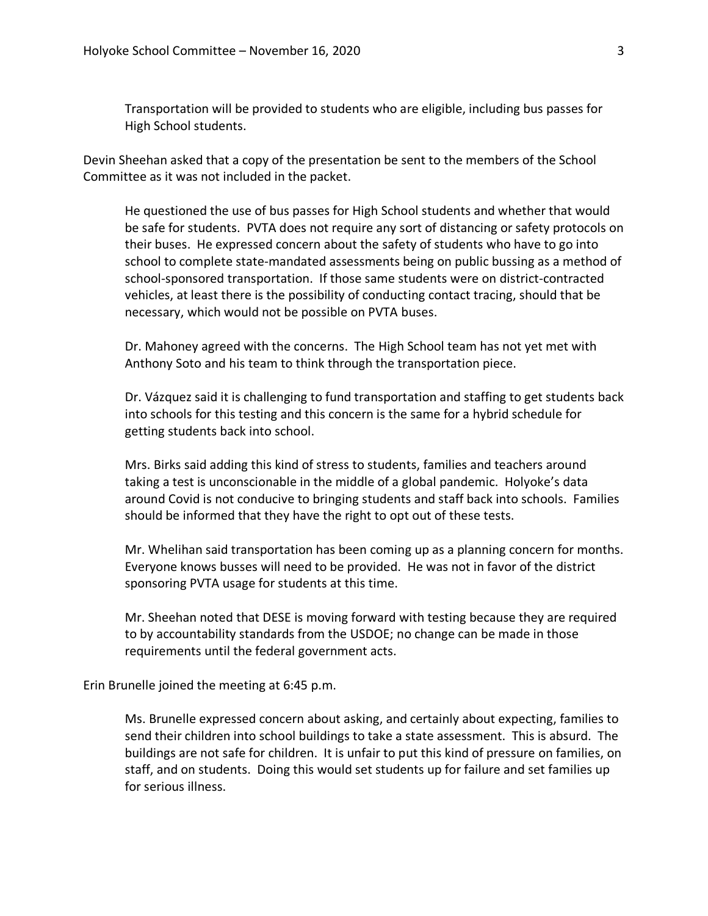Transportation will be provided to students who are eligible, including bus passes for High School students.

Devin Sheehan asked that a copy of the presentation be sent to the members of the School Committee as it was not included in the packet.

He questioned the use of bus passes for High School students and whether that would be safe for students. PVTA does not require any sort of distancing or safety protocols on their buses. He expressed concern about the safety of students who have to go into school to complete state-mandated assessments being on public bussing as a method of school-sponsored transportation. If those same students were on district-contracted vehicles, at least there is the possibility of conducting contact tracing, should that be necessary, which would not be possible on PVTA buses.

Dr. Mahoney agreed with the concerns. The High School team has not yet met with Anthony Soto and his team to think through the transportation piece.

Dr. Vázquez said it is challenging to fund transportation and staffing to get students back into schools for this testing and this concern is the same for a hybrid schedule for getting students back into school.

Mrs. Birks said adding this kind of stress to students, families and teachers around taking a test is unconscionable in the middle of a global pandemic. Holyoke's data around Covid is not conducive to bringing students and staff back into schools. Families should be informed that they have the right to opt out of these tests.

Mr. Whelihan said transportation has been coming up as a planning concern for months. Everyone knows busses will need to be provided. He was not in favor of the district sponsoring PVTA usage for students at this time.

Mr. Sheehan noted that DESE is moving forward with testing because they are required to by accountability standards from the USDOE; no change can be made in those requirements until the federal government acts.

Erin Brunelle joined the meeting at 6:45 p.m.

Ms. Brunelle expressed concern about asking, and certainly about expecting, families to send their children into school buildings to take a state assessment. This is absurd. The buildings are not safe for children. It is unfair to put this kind of pressure on families, on staff, and on students. Doing this would set students up for failure and set families up for serious illness.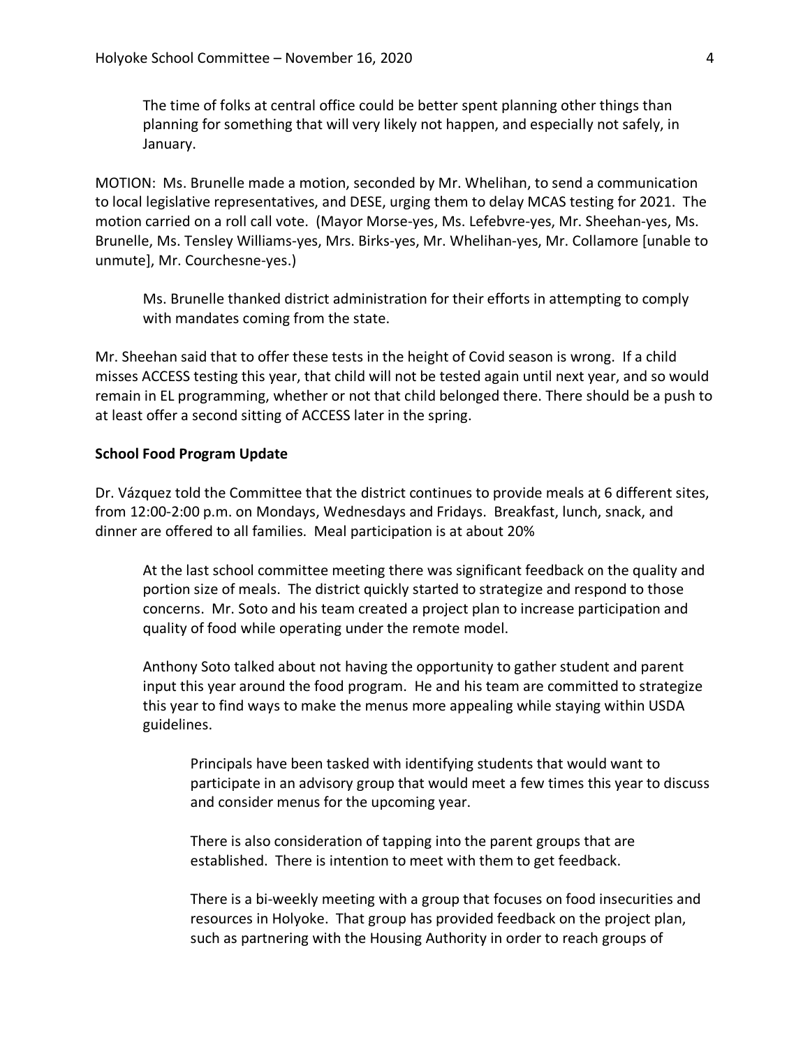The time of folks at central office could be better spent planning other things than planning for something that will very likely not happen, and especially not safely, in January.

MOTION: Ms. Brunelle made a motion, seconded by Mr. Whelihan, to send a communication to local legislative representatives, and DESE, urging them to delay MCAS testing for 2021. The motion carried on a roll call vote. (Mayor Morse-yes, Ms. Lefebvre-yes, Mr. Sheehan-yes, Ms. Brunelle, Ms. Tensley Williams-yes, Mrs. Birks-yes, Mr. Whelihan-yes, Mr. Collamore [unable to unmute], Mr. Courchesne-yes.)

Ms. Brunelle thanked district administration for their efforts in attempting to comply with mandates coming from the state.

Mr. Sheehan said that to offer these tests in the height of Covid season is wrong. If a child misses ACCESS testing this year, that child will not be tested again until next year, and so would remain in EL programming, whether or not that child belonged there. There should be a push to at least offer a second sitting of ACCESS later in the spring.

**School Food Program Update**

Dr. Vázquez told the Committee that the district continues to provide meals at 6 different sites, from 12:00-2:00 p.m. on Mondays, Wednesdays and Fridays. Breakfast, lunch, snack, and dinner are offered to all families. Meal participation is at about 20%

At the last school committee meeting there was significant feedback on the quality and portion size of meals. The district quickly started to strategize and respond to those concerns. Mr. Soto and his team created a project plan to increase participation and quality of food while operating under the remote model.

Anthony Soto talked about not having the opportunity to gather student and parent input this year around the food program. He and his team are committed to strategize this year to find ways to make the menus more appealing while staying within USDA guidelines.

Principals have been tasked with identifying students that would want to participate in an advisory group that would meet a few times this year to discuss and consider menus for the upcoming year.

There is also consideration of tapping into the parent groups that are established. There is intention to meet with them to get feedback.

There is a bi-weekly meeting with a group that focuses on food insecurities and resources in Holyoke. That group has provided feedback on the project plan, such as partnering with the Housing Authority in order to reach groups of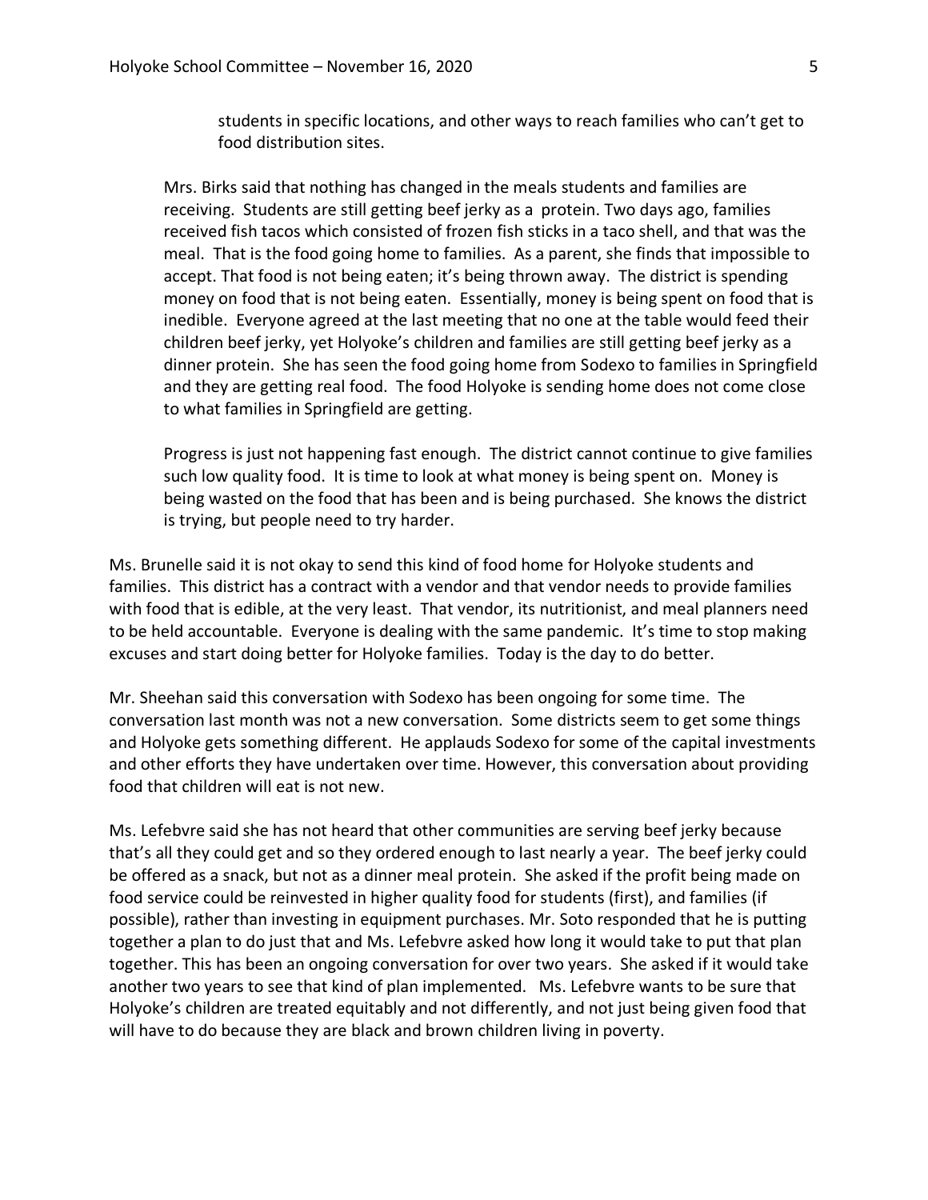students in specific locations, and other ways to reach families who can't get to food distribution sites.

Mrs. Birks said that nothing has changed in the meals students and families are receiving. Students are still getting beef jerky as a protein. Two days ago, families received fish tacos which consisted of frozen fish sticks in a taco shell, and that was the meal. That is the food going home to families. As a parent, she finds that impossible to accept. That food is not being eaten; it's being thrown away. The district is spending money on food that is not being eaten. Essentially, money is being spent on food that is inedible. Everyone agreed at the last meeting that no one at the table would feed their children beef jerky, yet Holyoke's children and families are still getting beef jerky as a dinner protein. She has seen the food going home from Sodexo to families in Springfield and they are getting real food. The food Holyoke is sending home does not come close to what families in Springfield are getting.

Progress is just not happening fast enough. The district cannot continue to give families such low quality food. It is time to look at what money is being spent on. Money is being wasted on the food that has been and is being purchased. She knows the district is trying, but people need to try harder.

Ms. Brunelle said it is not okay to send this kind of food home for Holyoke students and families. This district has a contract with a vendor and that vendor needs to provide families with food that is edible, at the very least. That vendor, its nutritionist, and meal planners need to be held accountable. Everyone is dealing with the same pandemic. It's time to stop making excuses and start doing better for Holyoke families. Today is the day to do better.

Mr. Sheehan said this conversation with Sodexo has been ongoing for some time. The conversation last month was not a new conversation. Some districts seem to get some things and Holyoke gets something different. He applauds Sodexo for some of the capital investments and other efforts they have undertaken over time. However, this conversation about providing food that children will eat is not new.

Ms. Lefebvre said she has not heard that other communities are serving beef jerky because that's all they could get and so they ordered enough to last nearly a year. The beef jerky could be offered as a snack, but not as a dinner meal protein. She asked if the profit being made on food service could be reinvested in higher quality food for students (first), and families (if possible), rather than investing in equipment purchases. Mr. Soto responded that he is putting together a plan to do just that and Ms. Lefebvre asked how long it would take to put that plan together. This has been an ongoing conversation for over two years. She asked if it would take another two years to see that kind of plan implemented. Ms. Lefebvre wants to be sure that Holyoke's children are treated equitably and not differently, and not just being given food that will have to do because they are black and brown children living in poverty.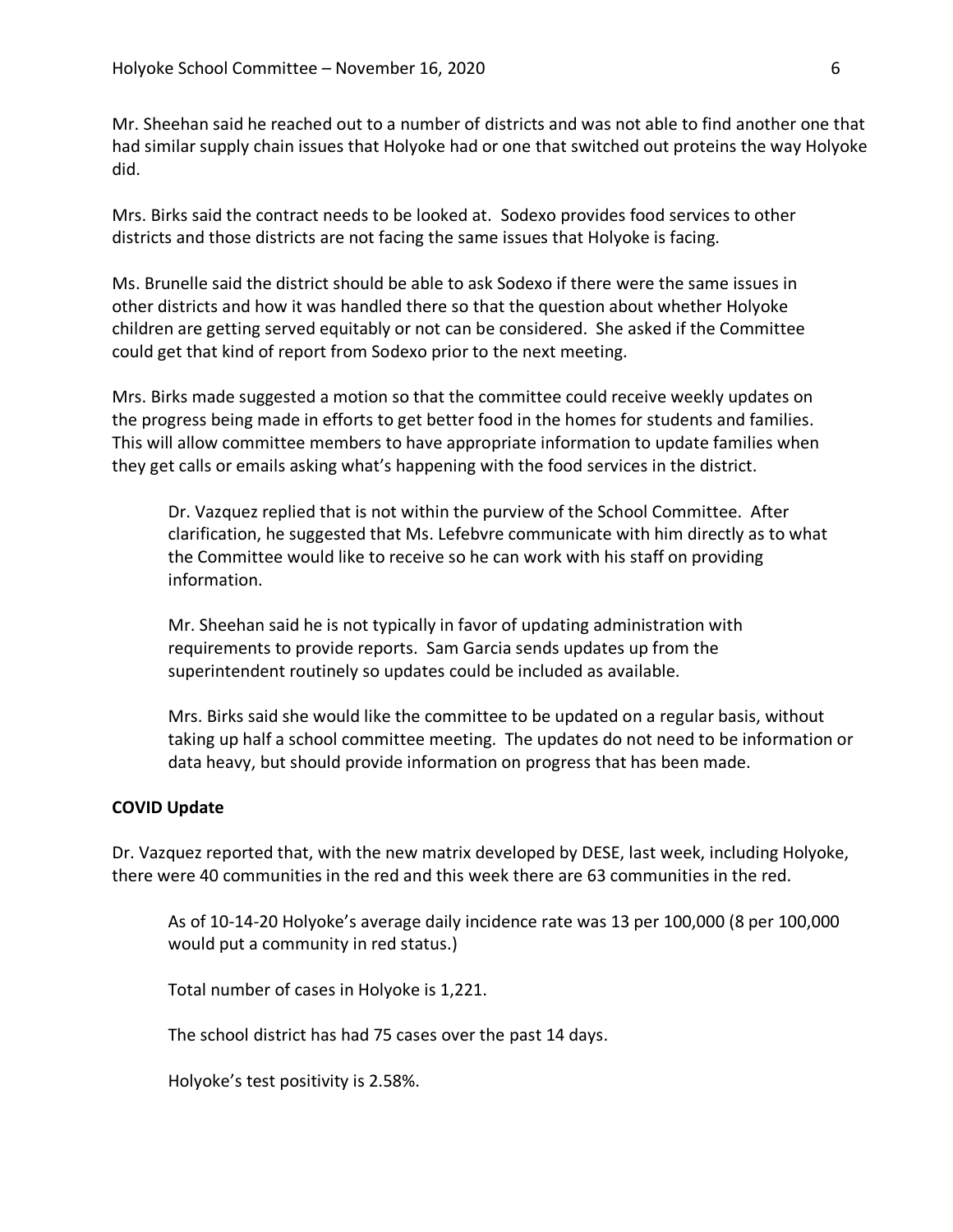Mr. Sheehan said he reached out to a number of districts and was not able to find another one that had similar supply chain issues that Holyoke had or one that switched out proteins the way Holyoke did.

Mrs. Birks said the contract needs to be looked at. Sodexo provides food services to other districts and those districts are not facing the same issues that Holyoke is facing.

Ms. Brunelle said the district should be able to ask Sodexo if there were the same issues in other districts and how it was handled there so that the question about whether Holyoke children are getting served equitably or not can be considered. She asked if the Committee could get that kind of report from Sodexo prior to the next meeting.

Mrs. Birks made suggested a motion so that the committee could receive weekly updates on the progress being made in efforts to get better food in the homes for students and families. This will allow committee members to have appropriate information to update families when they get calls or emails asking what's happening with the food services in the district.

> Dr. Vazquez replied that is not within the purview of the School Committee. After clarification, he suggested that Ms. Lefebvre communicate with him directly as to what the Committee would like to receive so he can work with his staff on providing information.
>
> Mr. Sheehan said he is not typically in favor of updating administration with requirements to provide reports. Sam Garcia sends updates up from the superintendent routinely so updates could be included as available.
>
> Mrs. Birks said she would like the committee to be updated on a regular basis, without taking up half a school committee meeting. The updates do not need to be information or data heavy, but should provide information on progress that has been made.

**COVID Update**

Dr. Vazquez reported that, with the new matrix developed by DESE, last week, including Holyoke, there were 40 communities in the red and this week there are 63 communities in the red.

> As of 10-14-20 Holyoke's average daily incidence rate was 13 per 100,000 (8 per 100,000 would put a community in red status.)
>
> Total number of cases in Holyoke is 1,221.
>
> The school district has had 75 cases over the past 14 days.
>
> Holyoke's test positivity is 2.58%.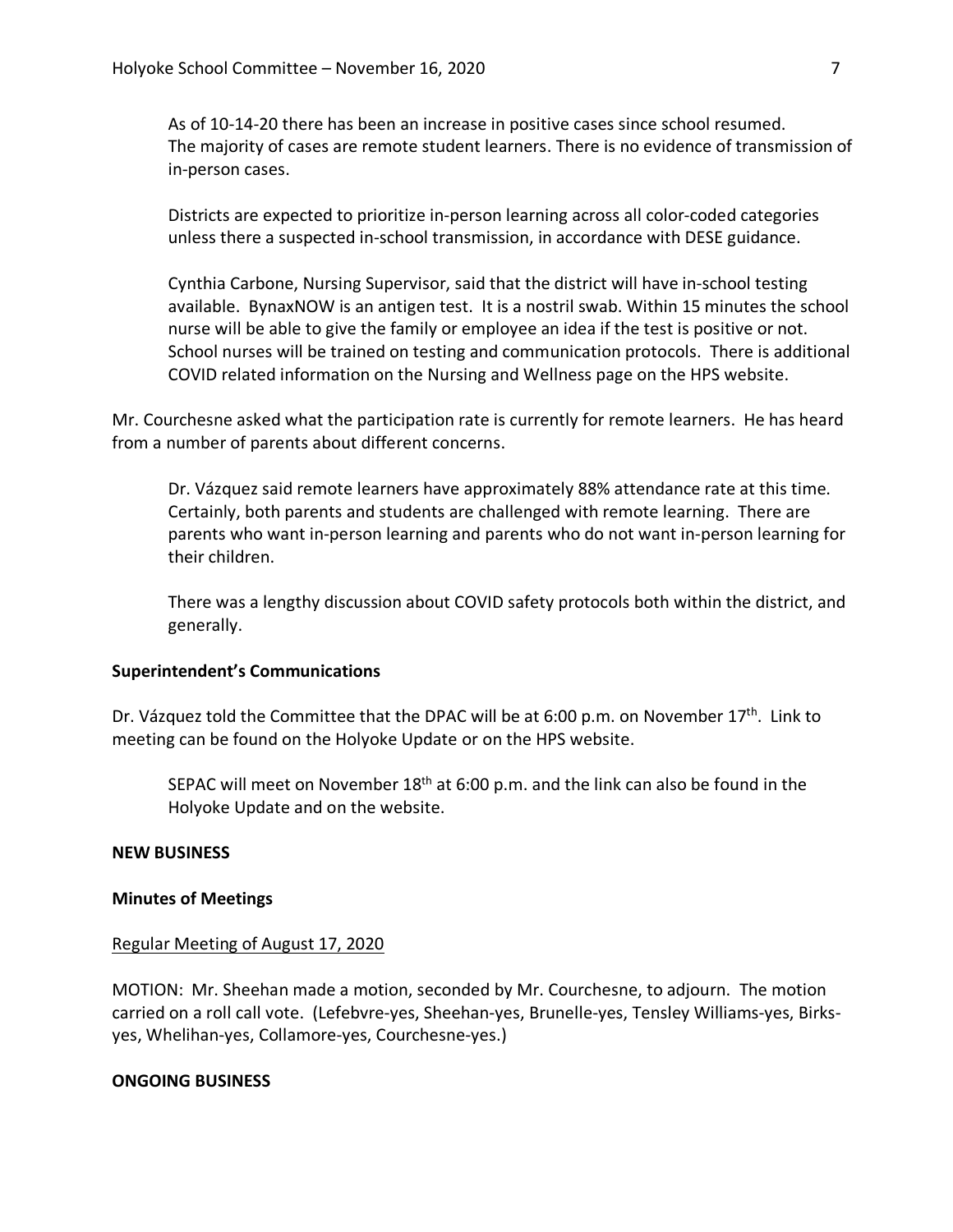As of 10-14-20 there has been an increase in positive cases since school resumed. The majority of cases are remote student learners. There is no evidence of transmission of in-person cases.

Districts are expected to prioritize in-person learning across all color-coded categories unless there a suspected in-school transmission, in accordance with DESE guidance.

Cynthia Carbone, Nursing Supervisor, said that the district will have in-school testing available. BynaxNOW is an antigen test. It is a nostril swab. Within 15 minutes the school nurse will be able to give the family or employee an idea if the test is positive or not. School nurses will be trained on testing and communication protocols. There is additional COVID related information on the Nursing and Wellness page on the HPS website.

Mr. Courchesne asked what the participation rate is currently for remote learners. He has heard from a number of parents about different concerns.

Dr. Vázquez said remote learners have approximately 88% attendance rate at this time. Certainly, both parents and students are challenged with remote learning. There are parents who want in-person learning and parents who do not want in-person learning for their children.

There was a lengthy discussion about COVID safety protocols both within the district, and generally.

**Superintendent's Communications**

Dr. Vázquez told the Committee that the DPAC will be at 6:00 p.m. on November 17th. Link to meeting can be found on the Holyoke Update or on the HPS website.

SEPAC will meet on November 18th at 6:00 p.m. and the link can also be found in the Holyoke Update and on the website.

**NEW BUSINESS**

**Minutes of Meetings**

Regular Meeting of August 17, 2020

MOTION: Mr. Sheehan made a motion, seconded by Mr. Courchesne, to adjourn. The motion carried on a roll call vote. (Lefebvre-yes, Sheehan-yes, Brunelle-yes, Tensley Williams-yes, Birks-yes, Whelihan-yes, Collamore-yes, Courchesne-yes.)

**ONGOING BUSINESS**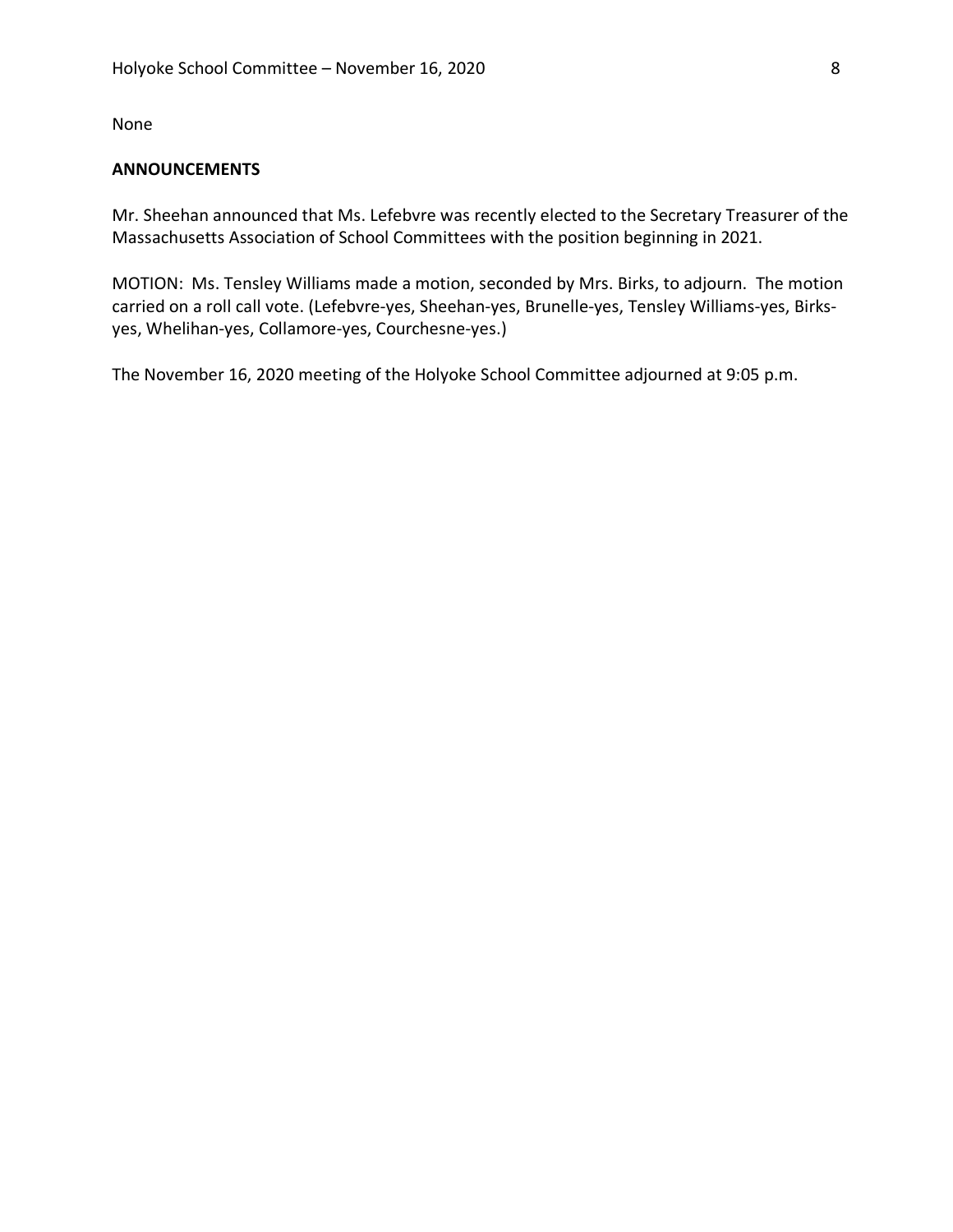None

**ANNOUNCEMENTS**

Mr. Sheehan announced that Ms. Lefebvre was recently elected to the Secretary Treasurer of the Massachusetts Association of School Committees with the position beginning in 2021.

MOTION: Ms. Tensley Williams made a motion, seconded by Mrs. Birks, to adjourn. The motion carried on a roll call vote. (Lefebvre-yes, Sheehan-yes, Brunelle-yes, Tensley Williams-yes, Birks-yes, Whelihan-yes, Collamore-yes, Courchesne-yes.)

The November 16, 2020 meeting of the Holyoke School Committee adjourned at 9:05 p.m.